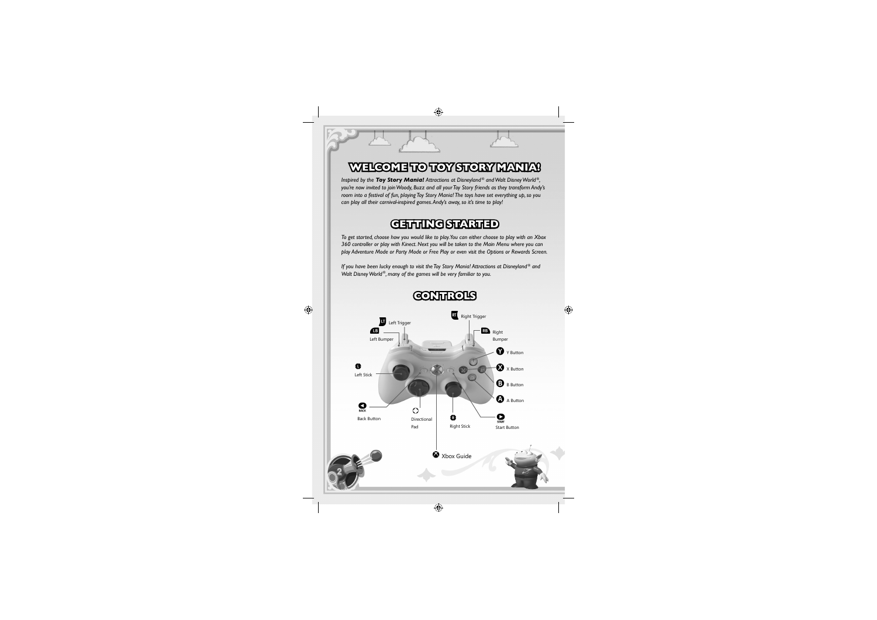# WELCOME TO TOY STORY MANIA!

*Inspired by the **Toy Story Mania!** Attractions at Disneyland® and Walt Disney World®, you're now invited to join Woody, Buzz and all your Toy Story friends as they transform Andy's room into a festival of fun, playing Toy Story Mania! The toys have set everything up, so you can play all their carnival-inspired games. Andy's away, so it's time to play!*

# GETTING STARTED

*To get started, choose how you would like to play. You can either choose to play with an Xbox 360 controller or play with Kinect. Next you will be taken to the Main Menu where you can play Adventure Mode or Party Mode or Free Play or even visit the Options or Rewards Screen.*

*If you have been lucky enough to visit the Toy Story Mania! Attractions at Disneyland® and Walt Disney World®, many of the games will be very familiar to you.*

# CONTROLS

- LT Left Trigger
- LB Left Bumper
- RT Right Trigger
- RB Right Bumper
- Y Button
- X Button
- B Button
- A Button
- Left Stick
- BACK Back Button
- Directional Pad
- Right Stick
- START Start Button
- Xbox Guide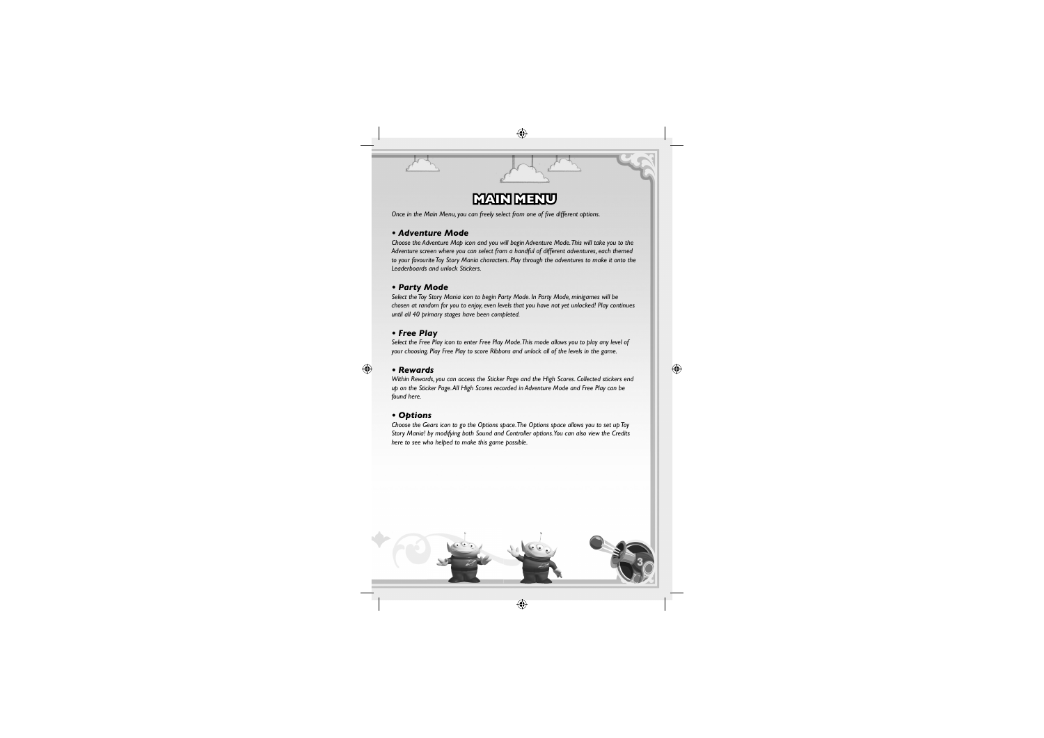# MAIN MENU

*Once in the Main Menu, you can freely select from one of five different options.*

### • Adventure Mode

*Choose the Adventure Map icon and you will begin Adventure Mode. This will take you to the Adventure screen where you can select from a handful of different adventures, each themed to your favourite Toy Story Mania characters. Play through the adventures to make it onto the Leaderboards and unlock Stickers.*

### • Party Mode

*Select the Toy Story Mania icon to begin Party Mode. In Party Mode, minigames will be chosen at random for you to enjoy, even levels that you have not yet unlocked! Play continues until all 40 primary stages have been completed.*

### • Free Play

*Select the Free Play icon to enter Free Play Mode. This mode allows you to play any level of your choosing. Play Free Play to score Ribbons and unlock all of the levels in the game.*

### • Rewards

*Within Rewards, you can access the Sticker Page and the High Scores. Collected stickers end up on the Sticker Page. All High Scores recorded in Adventure Mode and Free Play can be found here.*

### • Options

*Choose the Gears icon to go the Options space. The Options space allows you to set up Toy Story Mania! by modifying both Sound and Controller options. You can also view the Credits here to see who helped to make this game possible.*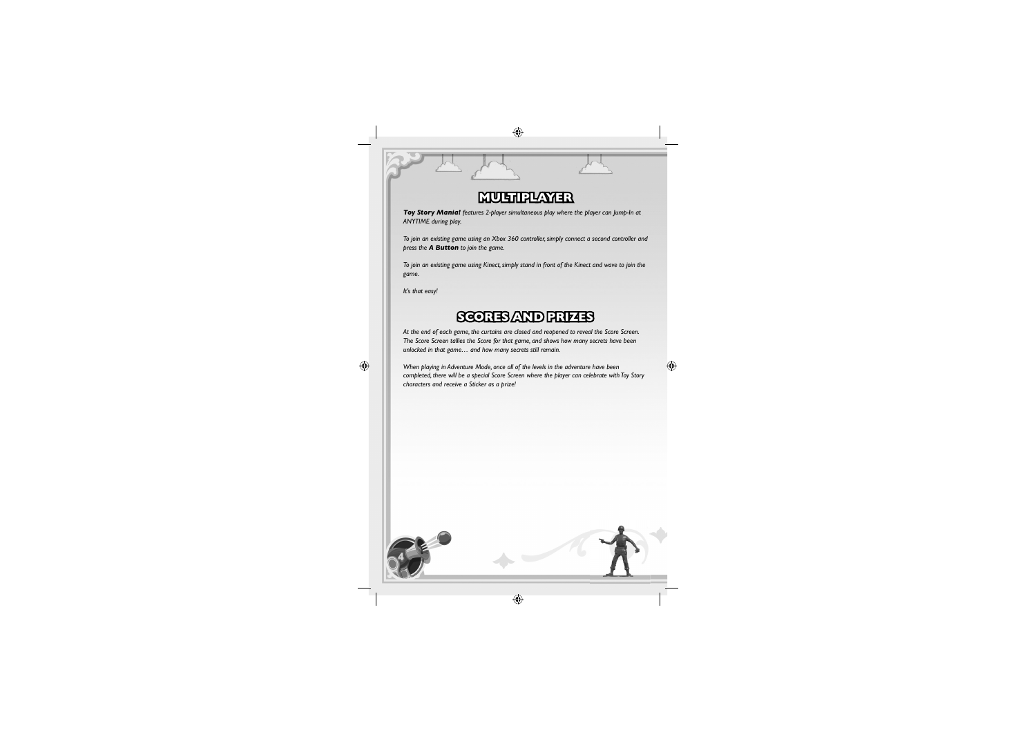# MULTIPLAYER

***Toy Story Mania!*** *features 2-player simultaneous play where the player can Jump-In at ANYTIME during play.*

*To join an existing game using an Xbox 360 controller, simply connect a second controller and press the **A Button** to join the game.*

*To join an existing game using Kinect, simply stand in front of the Kinect and wave to join the game.*

*It's that easy!*

# SCORES AND PRIZES

*At the end of each game, the curtains are closed and reopened to reveal the Score Screen. The Score Screen tallies the Score for that game, and shows how many secrets have been unlocked in that game… and how many secrets still remain.*

*When playing in Adventure Mode, once all of the levels in the adventure have been completed, there will be a special Score Screen where the player can celebrate with Toy Story characters and receive a Sticker as a prize!*